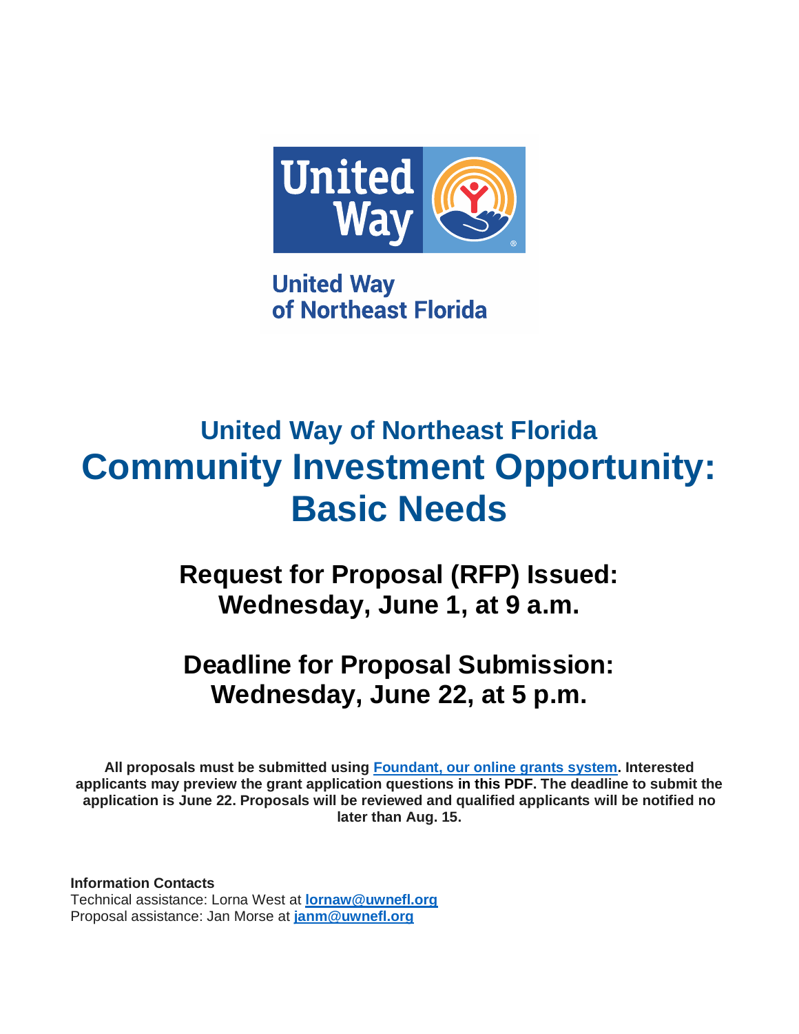United Way of Northeast Florida

## United Way of Northeast Florida

# Community Investment Opportunity: Basic Needs

## Request for Proposal (RFP) Issued: Wednesday, June 1, at 9 a.m.

## Deadline for Proposal Submission: Wednesday, June 22, at 5 p.m.

**All proposals must be submitted using [Foundant, our online grants system](). Interested applicants may preview the grant application questions in this PDF. The deadline to submit the application is June 22. Proposals will be reviewed and qualified applicants will be notified no later than Aug. 15.**

**Information Contacts**
Technical assistance: Lorna West at **lornaw@uwnefl.org**
Proposal assistance: Jan Morse at **janm@uwnefl.org**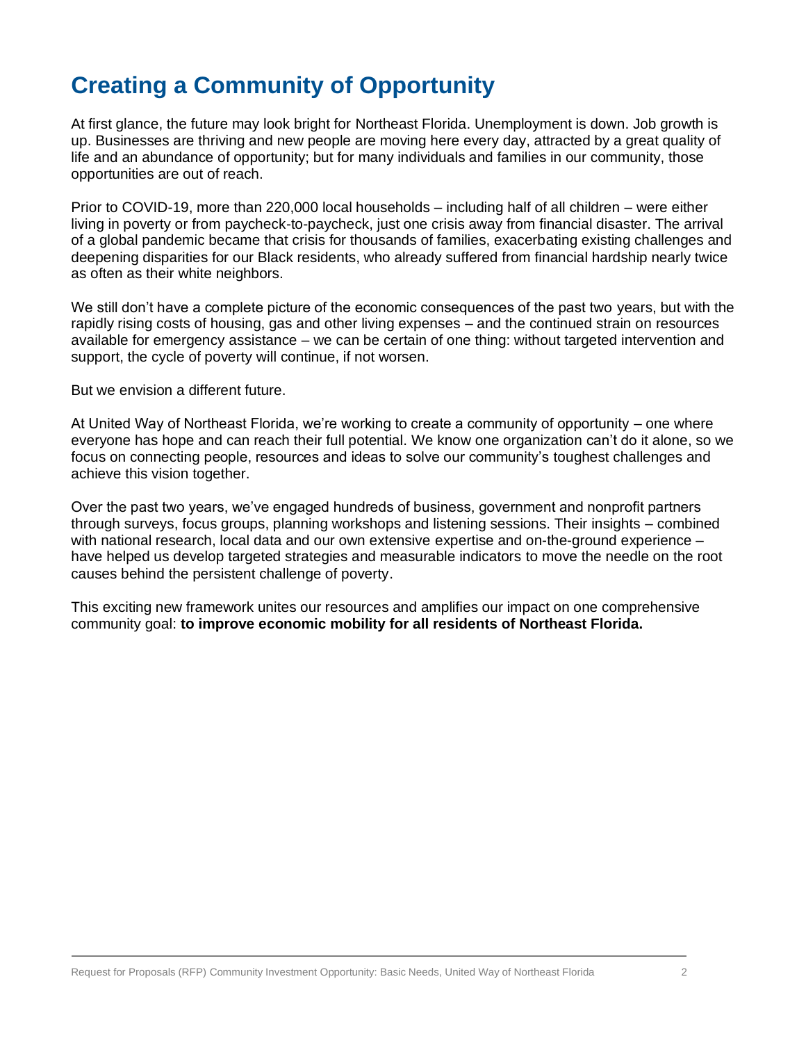# Creating a Community of Opportunity

At first glance, the future may look bright for Northeast Florida. Unemployment is down. Job growth is up. Businesses are thriving and new people are moving here every day, attracted by a great quality of life and an abundance of opportunity; but for many individuals and families in our community, those opportunities are out of reach.

Prior to COVID-19, more than 220,000 local households – including half of all children – were either living in poverty or from paycheck-to-paycheck, just one crisis away from financial disaster. The arrival of a global pandemic became that crisis for thousands of families, exacerbating existing challenges and deepening disparities for our Black residents, who already suffered from financial hardship nearly twice as often as their white neighbors.

We still don't have a complete picture of the economic consequences of the past two years, but with the rapidly rising costs of housing, gas and other living expenses – and the continued strain on resources available for emergency assistance – we can be certain of one thing: without targeted intervention and support, the cycle of poverty will continue, if not worsen.

But we envision a different future.

At United Way of Northeast Florida, we're working to create a community of opportunity – one where everyone has hope and can reach their full potential. We know one organization can't do it alone, so we focus on connecting people, resources and ideas to solve our community's toughest challenges and achieve this vision together.

Over the past two years, we've engaged hundreds of business, government and nonprofit partners through surveys, focus groups, planning workshops and listening sessions. Their insights – combined with national research, local data and our own extensive expertise and on-the-ground experience – have helped us develop targeted strategies and measurable indicators to move the needle on the root causes behind the persistent challenge of poverty.

This exciting new framework unites our resources and amplifies our impact on one comprehensive community goal: **to improve economic mobility for all residents of Northeast Florida.**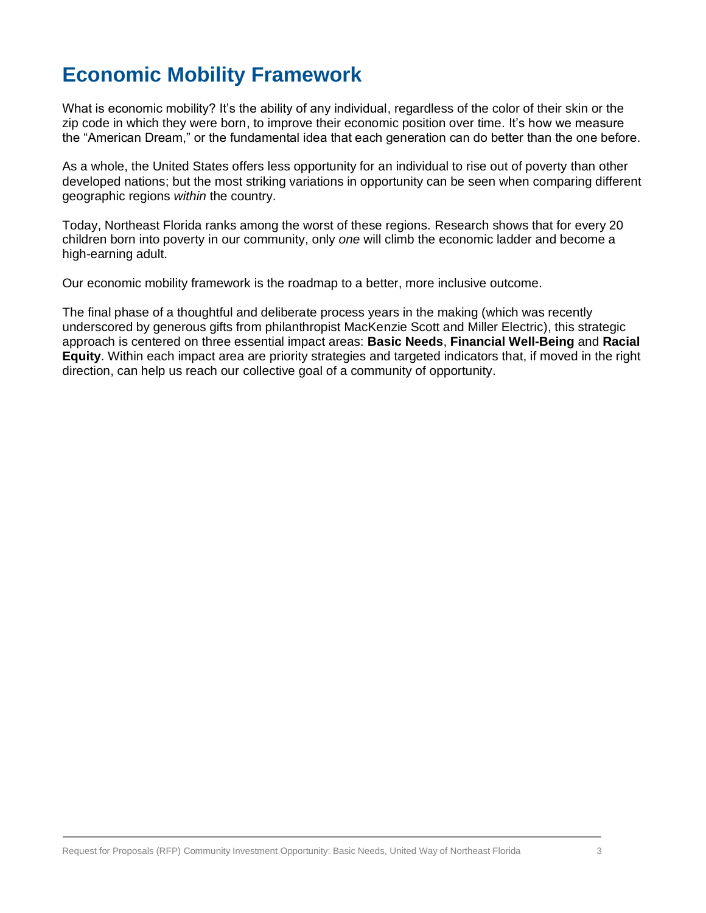# Economic Mobility Framework

What is economic mobility? It's the ability of any individual, regardless of the color of their skin or the zip code in which they were born, to improve their economic position over time. It's how we measure the "American Dream," or the fundamental idea that each generation can do better than the one before.

As a whole, the United States offers less opportunity for an individual to rise out of poverty than other developed nations; but the most striking variations in opportunity can be seen when comparing different geographic regions *within* the country.

Today, Northeast Florida ranks among the worst of these regions. Research shows that for every 20 children born into poverty in our community, only *one* will climb the economic ladder and become a high-earning adult.

Our economic mobility framework is the roadmap to a better, more inclusive outcome.

The final phase of a thoughtful and deliberate process years in the making (which was recently underscored by generous gifts from philanthropist MacKenzie Scott and Miller Electric), this strategic approach is centered on three essential impact areas: **Basic Needs**, **Financial Well-Being** and **Racial Equity**. Within each impact area are priority strategies and targeted indicators that, if moved in the right direction, can help us reach our collective goal of a community of opportunity.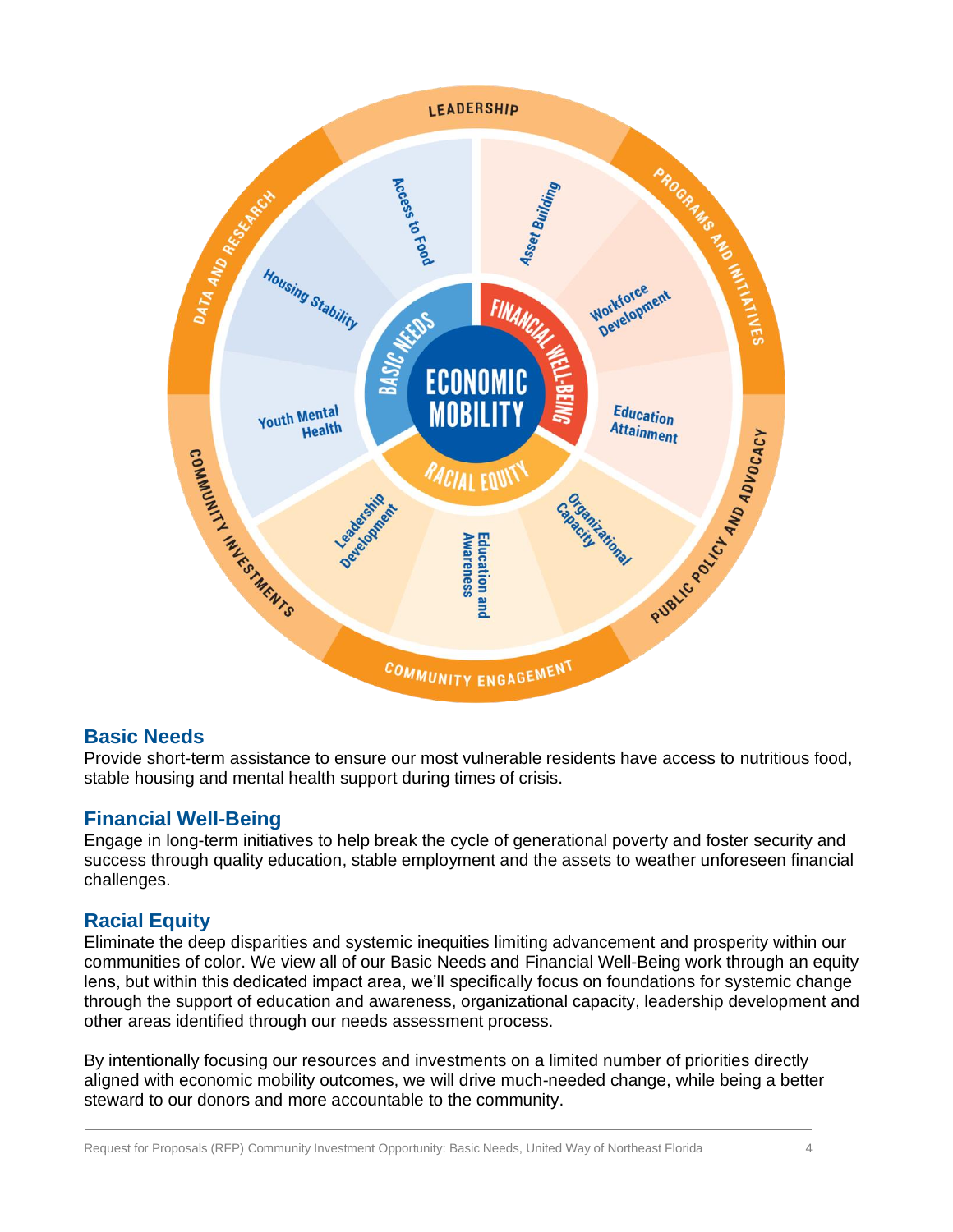## Basic Needs

Provide short-term assistance to ensure our most vulnerable residents have access to nutritious food, stable housing and mental health support during times of crisis.

## Financial Well-Being

Engage in long-term initiatives to help break the cycle of generational poverty and foster security and success through quality education, stable employment and the assets to weather unforeseen financial challenges.

## Racial Equity

Eliminate the deep disparities and systemic inequities limiting advancement and prosperity within our communities of color. We view all of our Basic Needs and Financial Well-Being work through an equity lens, but within this dedicated impact area, we'll specifically focus on foundations for systemic change through the support of education and awareness, organizational capacity, leadership development and other areas identified through our needs assessment process.

By intentionally focusing our resources and investments on a limited number of priorities directly aligned with economic mobility outcomes, we will drive much-needed change, while being a better steward to our donors and more accountable to the community.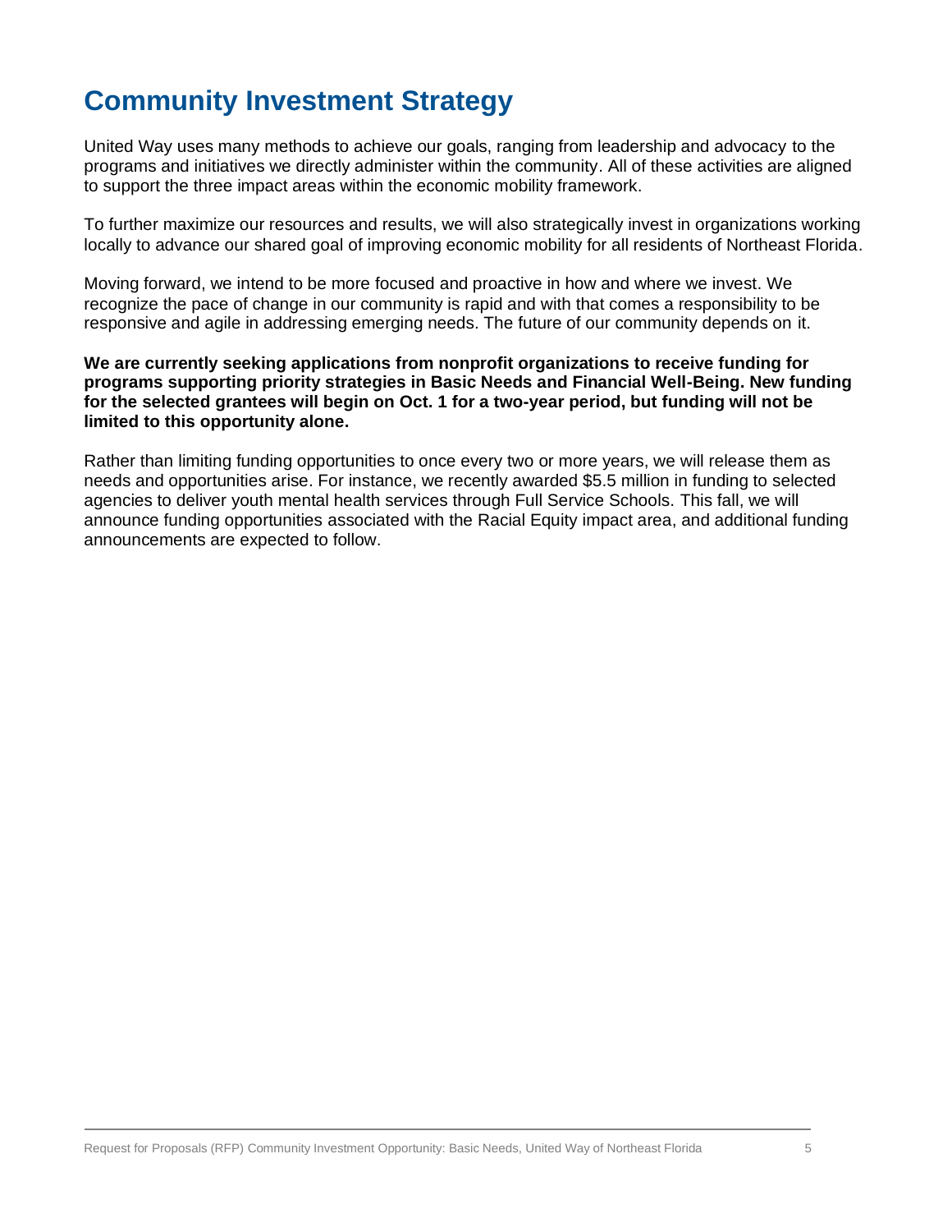# Community Investment Strategy

United Way uses many methods to achieve our goals, ranging from leadership and advocacy to the programs and initiatives we directly administer within the community. All of these activities are aligned to support the three impact areas within the economic mobility framework.

To further maximize our resources and results, we will also strategically invest in organizations working locally to advance our shared goal of improving economic mobility for all residents of Northeast Florida.

Moving forward, we intend to be more focused and proactive in how and where we invest. We recognize the pace of change in our community is rapid and with that comes a responsibility to be responsive and agile in addressing emerging needs. The future of our community depends on it.

**We are currently seeking applications from nonprofit organizations to receive funding for programs supporting priority strategies in Basic Needs and Financial Well-Being. New funding for the selected grantees will begin on Oct. 1 for a two-year period, but funding will not be limited to this opportunity alone.**

Rather than limiting funding opportunities to once every two or more years, we will release them as needs and opportunities arise. For instance, we recently awarded $5.5 million in funding to selected agencies to deliver youth mental health services through Full Service Schools. This fall, we will announce funding opportunities associated with the Racial Equity impact area, and additional funding announcements are expected to follow.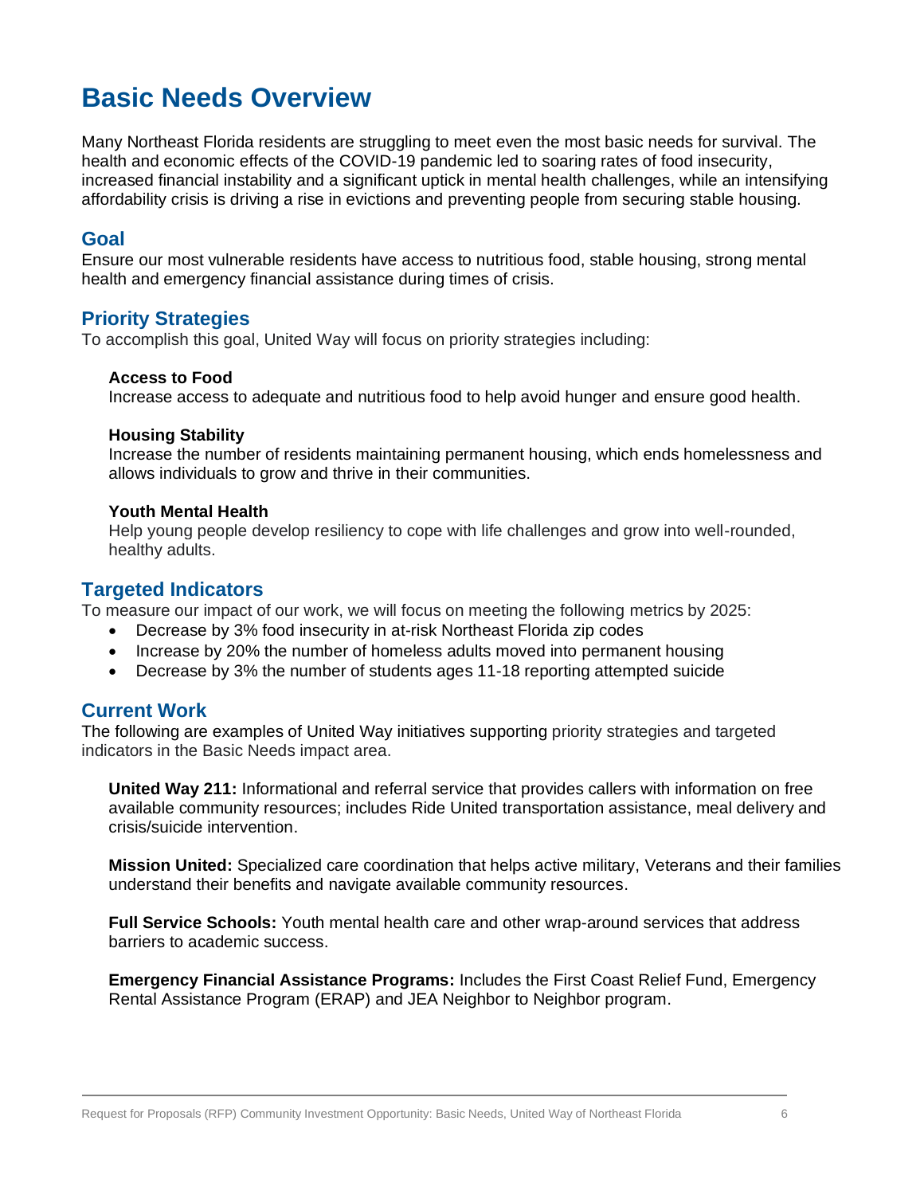# Basic Needs Overview

Many Northeast Florida residents are struggling to meet even the most basic needs for survival. The health and economic effects of the COVID-19 pandemic led to soaring rates of food insecurity, increased financial instability and a significant uptick in mental health challenges, while an intensifying affordability crisis is driving a rise in evictions and preventing people from securing stable housing.

## Goal

Ensure our most vulnerable residents have access to nutritious food, stable housing, strong mental health and emergency financial assistance during times of crisis.

## Priority Strategies

To accomplish this goal, United Way will focus on priority strategies including:

**Access to Food**
Increase access to adequate and nutritious food to help avoid hunger and ensure good health.

**Housing Stability**
Increase the number of residents maintaining permanent housing, which ends homelessness and allows individuals to grow and thrive in their communities.

**Youth Mental Health**
Help young people develop resiliency to cope with life challenges and grow into well-rounded, healthy adults.

## Targeted Indicators

To measure our impact of our work, we will focus on meeting the following metrics by 2025:

- Decrease by 3% food insecurity in at-risk Northeast Florida zip codes
- Increase by 20% the number of homeless adults moved into permanent housing
- Decrease by 3% the number of students ages 11-18 reporting attempted suicide

## Current Work

The following are examples of United Way initiatives supporting priority strategies and targeted indicators in the Basic Needs impact area.

**United Way 211:** Informational and referral service that provides callers with information on free available community resources; includes Ride United transportation assistance, meal delivery and crisis/suicide intervention.

**Mission United:** Specialized care coordination that helps active military, Veterans and their families understand their benefits and navigate available community resources.

**Full Service Schools:** Youth mental health care and other wrap-around services that address barriers to academic success.

**Emergency Financial Assistance Programs:** Includes the First Coast Relief Fund, Emergency Rental Assistance Program (ERAP) and JEA Neighbor to Neighbor program.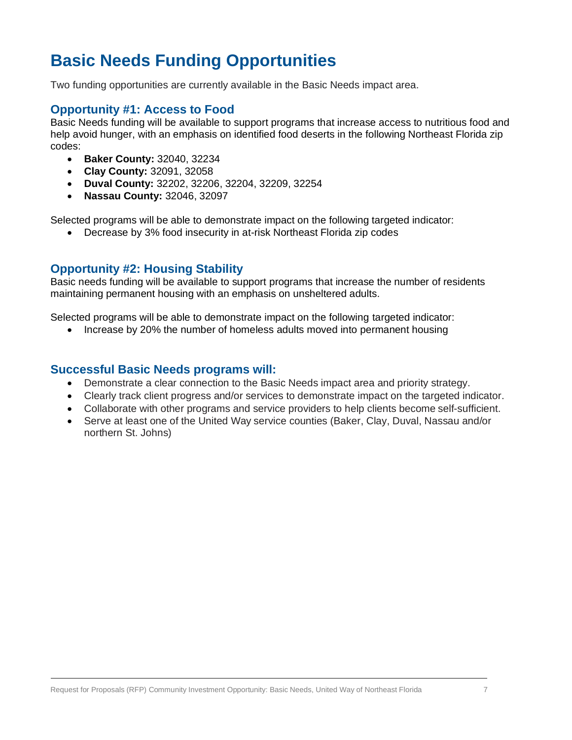# Basic Needs Funding Opportunities

Two funding opportunities are currently available in the Basic Needs impact area.

## Opportunity #1: Access to Food

Basic Needs funding will be available to support programs that increase access to nutritious food and help avoid hunger, with an emphasis on identified food deserts in the following Northeast Florida zip codes:

- **Baker County:** 32040, 32234
- **Clay County:** 32091, 32058
- **Duval County:** 32202, 32206, 32204, 32209, 32254
- **Nassau County:** 32046, 32097

Selected programs will be able to demonstrate impact on the following targeted indicator:

- Decrease by 3% food insecurity in at-risk Northeast Florida zip codes

## Opportunity #2: Housing Stability

Basic needs funding will be available to support programs that increase the number of residents maintaining permanent housing with an emphasis on unsheltered adults.

Selected programs will be able to demonstrate impact on the following targeted indicator:

- Increase by 20% the number of homeless adults moved into permanent housing

## Successful Basic Needs programs will:

- Demonstrate a clear connection to the Basic Needs impact area and priority strategy.
- Clearly track client progress and/or services to demonstrate impact on the targeted indicator.
- Collaborate with other programs and service providers to help clients become self-sufficient.
- Serve at least one of the United Way service counties (Baker, Clay, Duval, Nassau and/or northern St. Johns)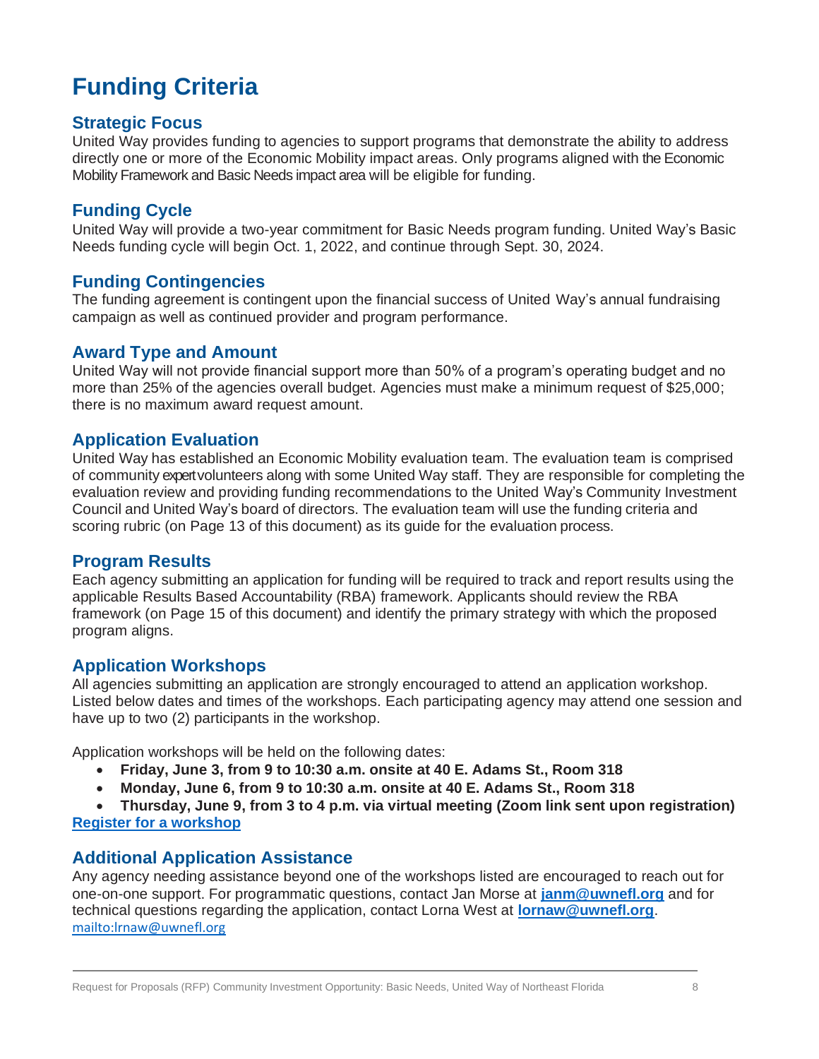# Funding Criteria

## Strategic Focus

United Way provides funding to agencies to support programs that demonstrate the ability to address directly one or more of the Economic Mobility impact areas. Only programs aligned with the Economic Mobility Framework and Basic Needs impact area will be eligible for funding.

## Funding Cycle

United Way will provide a two-year commitment for Basic Needs program funding. United Way's Basic Needs funding cycle will begin Oct. 1, 2022, and continue through Sept. 30, 2024.

## Funding Contingencies

The funding agreement is contingent upon the financial success of United Way's annual fundraising campaign as well as continued provider and program performance.

## Award Type and Amount

United Way will not provide financial support more than 50% of a program's operating budget and no more than 25% of the agencies overall budget. Agencies must make a minimum request of $25,000; there is no maximum award request amount.

## Application Evaluation

United Way has established an Economic Mobility evaluation team. The evaluation team is comprised of community expert volunteers along with some United Way staff. They are responsible for completing the evaluation review and providing funding recommendations to the United Way's Community Investment Council and United Way's board of directors. The evaluation team will use the funding criteria and scoring rubric (on Page 13 of this document) as its guide for the evaluation process.

## Program Results

Each agency submitting an application for funding will be required to track and report results using the applicable Results Based Accountability (RBA) framework. Applicants should review the RBA framework (on Page 15 of this document) and identify the primary strategy with which the proposed program aligns.

## Application Workshops

All agencies submitting an application are strongly encouraged to attend an application workshop. Listed below dates and times of the workshops. Each participating agency may attend one session and have up to two (2) participants in the workshop.

Application workshops will be held on the following dates:

- **Friday, June 3, from 9 to 10:30 a.m. onsite at 40 E. Adams St., Room 318**
- **Monday, June 6, from 9 to 10:30 a.m. onsite at 40 E. Adams St., Room 318**
- **Thursday, June 9, from 3 to 4 p.m. via virtual meeting (Zoom link sent upon registration)**

**Register for a workshop**

## Additional Application Assistance

Any agency needing assistance beyond one of the workshops listed are encouraged to reach out for one-on-one support. For programmatic questions, contact Jan Morse at **janm@uwnefl.org** and for technical questions regarding the application, contact Lorna West at **lornaw@uwnefl.org**.
mailto:lrnaw@uwnefl.org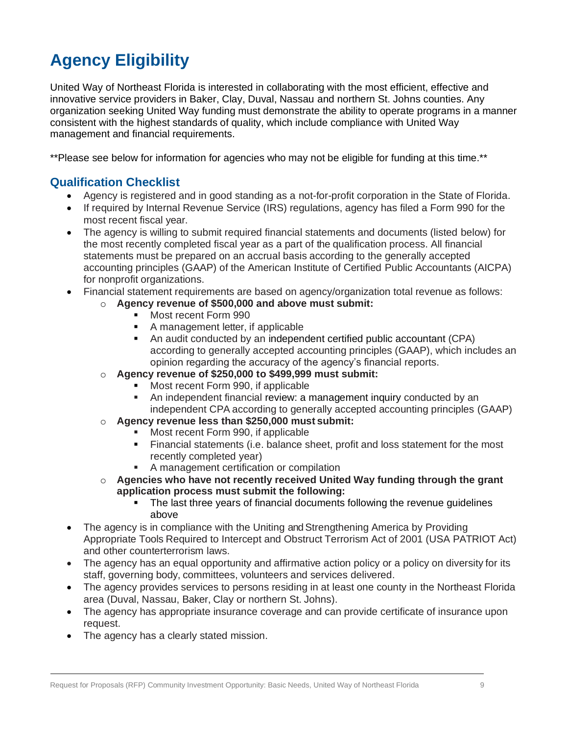# Agency Eligibility

United Way of Northeast Florida is interested in collaborating with the most efficient, effective and innovative service providers in Baker, Clay, Duval, Nassau and northern St. Johns counties. Any organization seeking United Way funding must demonstrate the ability to operate programs in a manner consistent with the highest standards of quality, which include compliance with United Way management and financial requirements.

**Please see below for information for agencies who may not be eligible for funding at this time.**

## Qualification Checklist

- Agency is registered and in good standing as a not-for-profit corporation in the State of Florida.
- If required by Internal Revenue Service (IRS) regulations, agency has filed a Form 990 for the most recent fiscal year.
- The agency is willing to submit required financial statements and documents (listed below) for the most recently completed fiscal year as a part of the qualification process. All financial statements must be prepared on an accrual basis according to the generally accepted accounting principles (GAAP) of the American Institute of Certified Public Accountants (AICPA) for nonprofit organizations.
- Financial statement requirements are based on agency/organization total revenue as follows:
  - **Agency revenue of $500,000 and above must submit:**
    - Most recent Form 990
    - A management letter, if applicable
    - An audit conducted by an independent certified public accountant (CPA) according to generally accepted accounting principles (GAAP), which includes an opinion regarding the accuracy of the agency's financial reports.
  - **Agency revenue of $250,000 to $499,999 must submit:**
    - Most recent Form 990, if applicable
    - An independent financial review: a management inquiry conducted by an independent CPA according to generally accepted accounting principles (GAAP)
  - **Agency revenue less than $250,000 must submit:**
    - Most recent Form 990, if applicable
    - Financial statements (i.e. balance sheet, profit and loss statement for the most recently completed year)
    - A management certification or compilation
  - **Agencies who have not recently received United Way funding through the grant application process must submit the following:**
    - The last three years of financial documents following the revenue guidelines above
- The agency is in compliance with the Uniting and Strengthening America by Providing Appropriate Tools Required to Intercept and Obstruct Terrorism Act of 2001 (USA PATRIOT Act) and other counterterrorism laws.
- The agency has an equal opportunity and affirmative action policy or a policy on diversity for its staff, governing body, committees, volunteers and services delivered.
- The agency provides services to persons residing in at least one county in the Northeast Florida area (Duval, Nassau, Baker, Clay or northern St. Johns).
- The agency has appropriate insurance coverage and can provide certificate of insurance upon request.
- The agency has a clearly stated mission.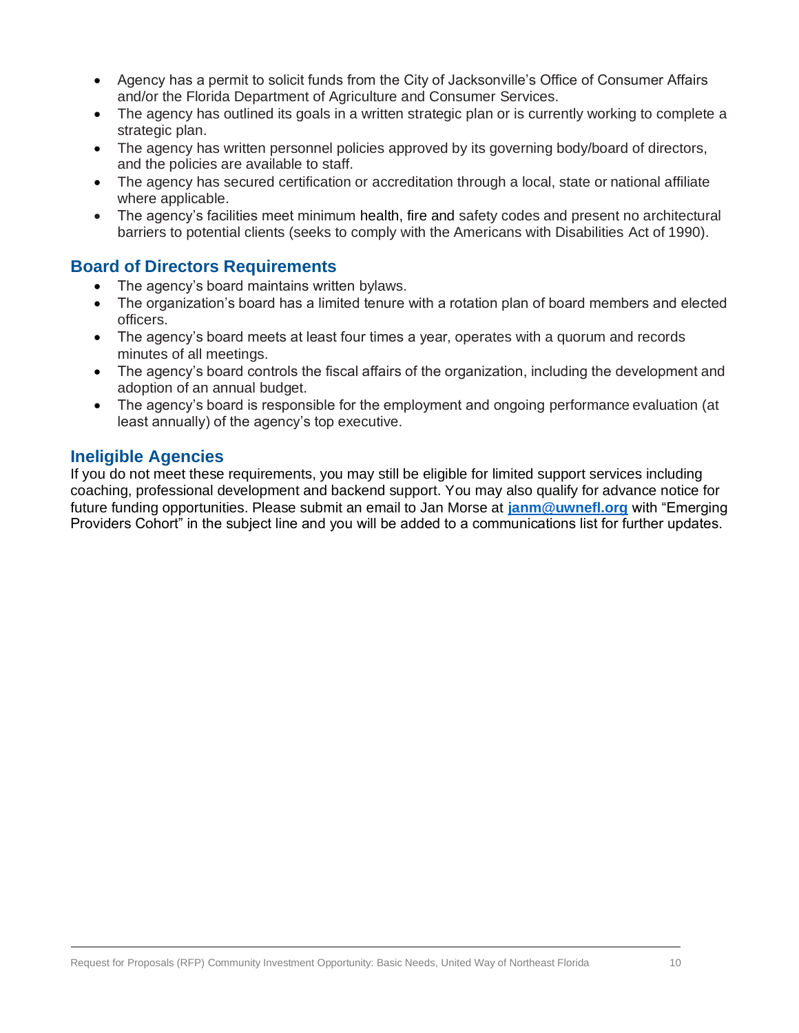- Agency has a permit to solicit funds from the City of Jacksonville's Office of Consumer Affairs and/or the Florida Department of Agriculture and Consumer Services.
- The agency has outlined its goals in a written strategic plan or is currently working to complete a strategic plan.
- The agency has written personnel policies approved by its governing body/board of directors, and the policies are available to staff.
- The agency has secured certification or accreditation through a local, state or national affiliate where applicable.
- The agency's facilities meet minimum health, fire and safety codes and present no architectural barriers to potential clients (seeks to comply with the Americans with Disabilities Act of 1990).

## Board of Directors Requirements

- The agency's board maintains written bylaws.
- The organization's board has a limited tenure with a rotation plan of board members and elected officers.
- The agency's board meets at least four times a year, operates with a quorum and records minutes of all meetings.
- The agency's board controls the fiscal affairs of the organization, including the development and adoption of an annual budget.
- The agency's board is responsible for the employment and ongoing performance evaluation (at least annually) of the agency's top executive.

## Ineligible Agencies

If you do not meet these requirements, you may still be eligible for limited support services including coaching, professional development and backend support. You may also qualify for advance notice for future funding opportunities. Please submit an email to Jan Morse at **janm@uwnefl.org** with "Emerging Providers Cohort" in the subject line and you will be added to a communications list for further updates.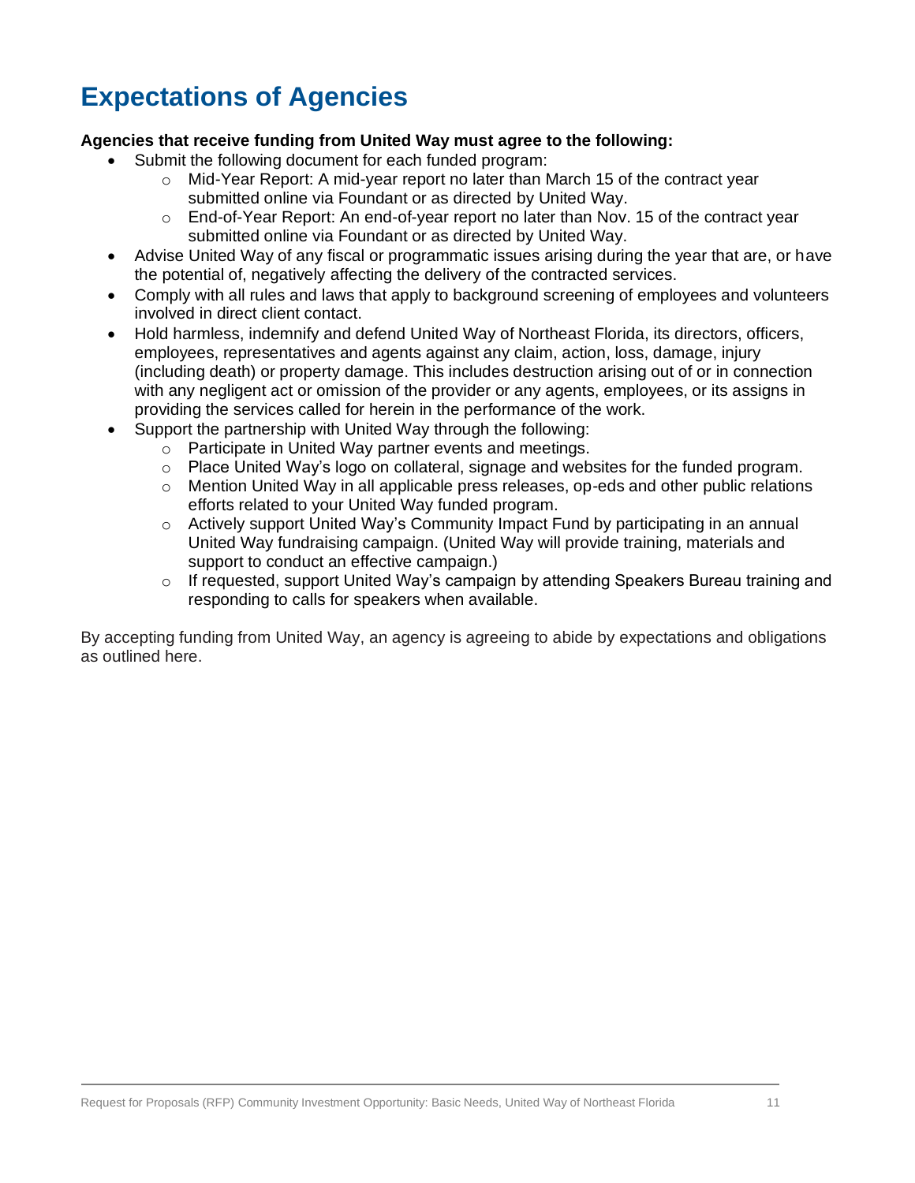# Expectations of Agencies

**Agencies that receive funding from United Way must agree to the following:**

- Submit the following document for each funded program:
  - Mid-Year Report: A mid-year report no later than March 15 of the contract year submitted online via Foundant or as directed by United Way.
  - End-of-Year Report: An end-of-year report no later than Nov. 15 of the contract year submitted online via Foundant or as directed by United Way.
- Advise United Way of any fiscal or programmatic issues arising during the year that are, or have the potential of, negatively affecting the delivery of the contracted services.
- Comply with all rules and laws that apply to background screening of employees and volunteers involved in direct client contact.
- Hold harmless, indemnify and defend United Way of Northeast Florida, its directors, officers, employees, representatives and agents against any claim, action, loss, damage, injury (including death) or property damage. This includes destruction arising out of or in connection with any negligent act or omission of the provider or any agents, employees, or its assigns in providing the services called for herein in the performance of the work.
- Support the partnership with United Way through the following:
  - Participate in United Way partner events and meetings.
  - Place United Way's logo on collateral, signage and websites for the funded program.
  - Mention United Way in all applicable press releases, op-eds and other public relations efforts related to your United Way funded program.
  - Actively support United Way's Community Impact Fund by participating in an annual United Way fundraising campaign. (United Way will provide training, materials and support to conduct an effective campaign.)
  - If requested, support United Way's campaign by attending Speakers Bureau training and responding to calls for speakers when available.

By accepting funding from United Way, an agency is agreeing to abide by expectations and obligations as outlined here.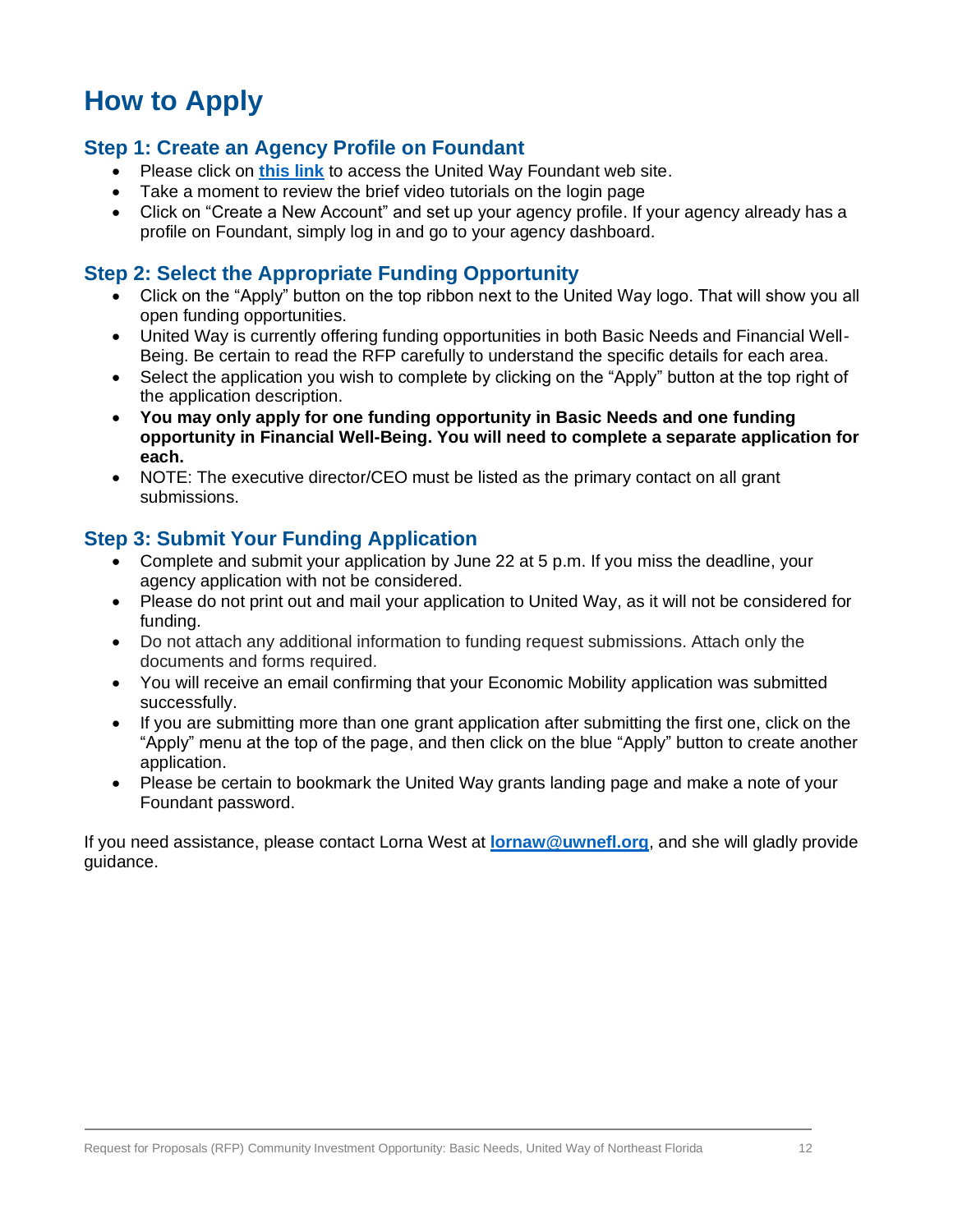# How to Apply

## Step 1: Create an Agency Profile on Foundant

- Please click on **this link** to access the United Way Foundant web site.
- Take a moment to review the brief video tutorials on the login page
- Click on "Create a New Account" and set up your agency profile. If your agency already has a profile on Foundant, simply log in and go to your agency dashboard.

## Step 2: Select the Appropriate Funding Opportunity

- Click on the "Apply" button on the top ribbon next to the United Way logo. That will show you all open funding opportunities.
- United Way is currently offering funding opportunities in both Basic Needs and Financial Well-Being. Be certain to read the RFP carefully to understand the specific details for each area.
- Select the application you wish to complete by clicking on the "Apply" button at the top right of the application description.
- **You may only apply for one funding opportunity in Basic Needs and one funding opportunity in Financial Well-Being. You will need to complete a separate application for each.**
- NOTE: The executive director/CEO must be listed as the primary contact on all grant submissions.

## Step 3: Submit Your Funding Application

- Complete and submit your application by June 22 at 5 p.m. If you miss the deadline, your agency application with not be considered.
- Please do not print out and mail your application to United Way, as it will not be considered for funding.
- Do not attach any additional information to funding request submissions. Attach only the documents and forms required.
- You will receive an email confirming that your Economic Mobility application was submitted successfully.
- If you are submitting more than one grant application after submitting the first one, click on the "Apply" menu at the top of the page, and then click on the blue "Apply" button to create another application.
- Please be certain to bookmark the United Way grants landing page and make a note of your Foundant password.

If you need assistance, please contact Lorna West at **lornaw@uwnefl.org**, and she will gladly provide guidance.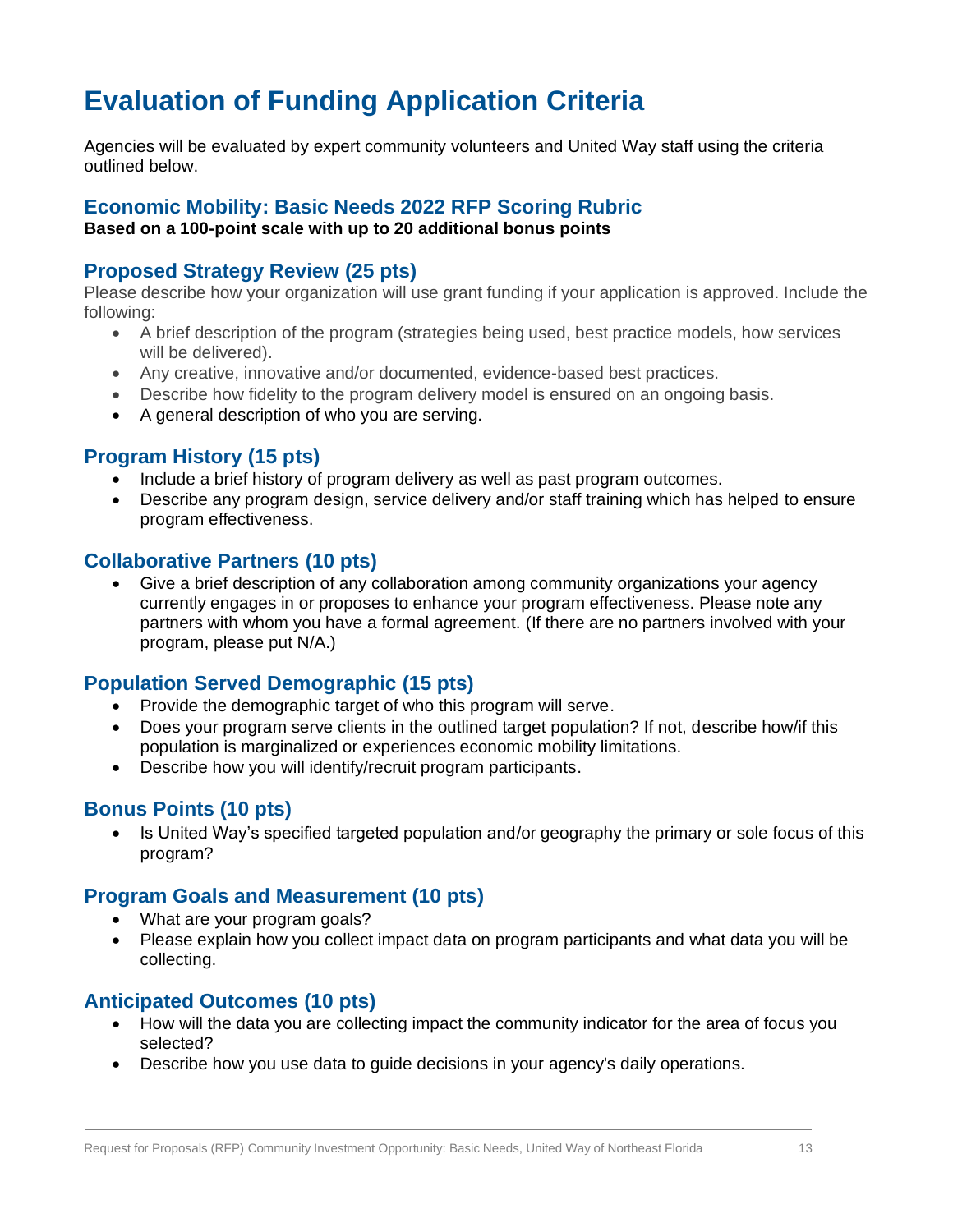# Evaluation of Funding Application Criteria

Agencies will be evaluated by expert community volunteers and United Way staff using the criteria outlined below.

## Economic Mobility: Basic Needs 2022 RFP Scoring Rubric

**Based on a 100-point scale with up to 20 additional bonus points**

## Proposed Strategy Review (25 pts)

Please describe how your organization will use grant funding if your application is approved. Include the following:

- A brief description of the program (strategies being used, best practice models, how services will be delivered).
- Any creative, innovative and/or documented, evidence-based best practices.
- Describe how fidelity to the program delivery model is ensured on an ongoing basis.
- A general description of who you are serving.

## Program History (15 pts)

- Include a brief history of program delivery as well as past program outcomes.
- Describe any program design, service delivery and/or staff training which has helped to ensure program effectiveness.

## Collaborative Partners (10 pts)

- Give a brief description of any collaboration among community organizations your agency currently engages in or proposes to enhance your program effectiveness. Please note any partners with whom you have a formal agreement. (If there are no partners involved with your program, please put N/A.)

## Population Served Demographic (15 pts)

- Provide the demographic target of who this program will serve.
- Does your program serve clients in the outlined target population? If not, describe how/if this population is marginalized or experiences economic mobility limitations.
- Describe how you will identify/recruit program participants.

## Bonus Points (10 pts)

- Is United Way's specified targeted population and/or geography the primary or sole focus of this program?

## Program Goals and Measurement (10 pts)

- What are your program goals?
- Please explain how you collect impact data on program participants and what data you will be collecting.

## Anticipated Outcomes (10 pts)

- How will the data you are collecting impact the community indicator for the area of focus you selected?
- Describe how you use data to guide decisions in your agency's daily operations.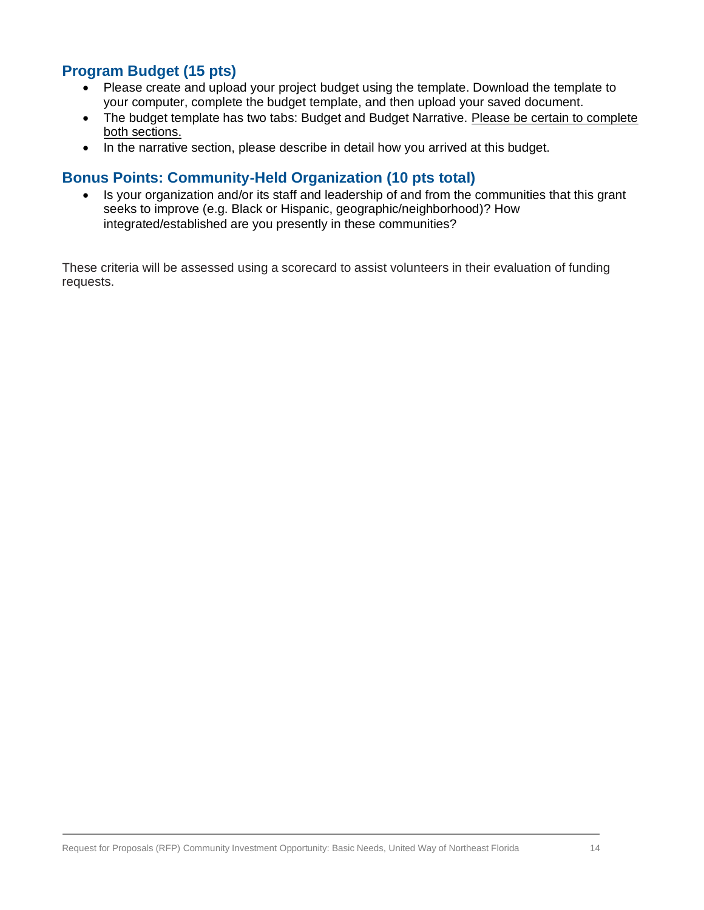## Program Budget (15 pts)

- Please create and upload your project budget using the template. Download the template to your computer, complete the budget template, and then upload your saved document.
- The budget template has two tabs: Budget and Budget Narrative. <u>Please be certain to complete both sections.</u>
- In the narrative section, please describe in detail how you arrived at this budget.

## Bonus Points: Community-Held Organization (10 pts total)

- Is your organization and/or its staff and leadership of and from the communities that this grant seeks to improve (e.g. Black or Hispanic, geographic/neighborhood)? How integrated/established are you presently in these communities?

These criteria will be assessed using a scorecard to assist volunteers in their evaluation of funding requests.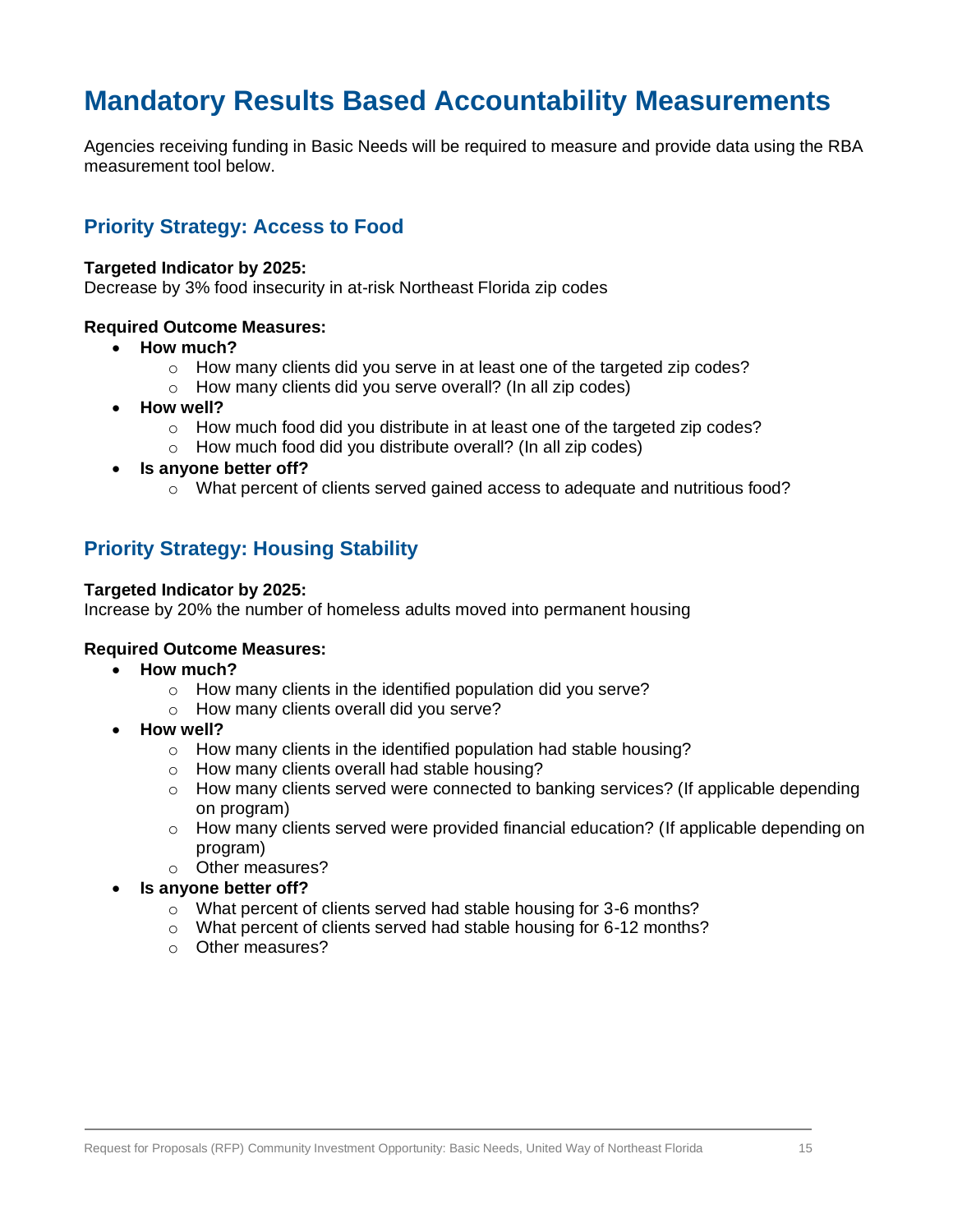# Mandatory Results Based Accountability Measurements

Agencies receiving funding in Basic Needs will be required to measure and provide data using the RBA measurement tool below.

## Priority Strategy: Access to Food

**Targeted Indicator by 2025:**
Decrease by 3% food insecurity in at-risk Northeast Florida zip codes

**Required Outcome Measures:**

- **How much?**
  - How many clients did you serve in at least one of the targeted zip codes?
  - How many clients did you serve overall? (In all zip codes)
- **How well?**
  - How much food did you distribute in at least one of the targeted zip codes?
  - How much food did you distribute overall? (In all zip codes)
- **Is anyone better off?**
  - What percent of clients served gained access to adequate and nutritious food?

## Priority Strategy: Housing Stability

**Targeted Indicator by 2025:**
Increase by 20% the number of homeless adults moved into permanent housing

**Required Outcome Measures:**

- **How much?**
  - How many clients in the identified population did you serve?
  - How many clients overall did you serve?
- **How well?**
  - How many clients in the identified population had stable housing?
  - How many clients overall had stable housing?
  - How many clients served were connected to banking services? (If applicable depending on program)
  - How many clients served were provided financial education? (If applicable depending on program)
  - Other measures?
- **Is anyone better off?**
  - What percent of clients served had stable housing for 3-6 months?
  - What percent of clients served had stable housing for 6-12 months?
  - Other measures?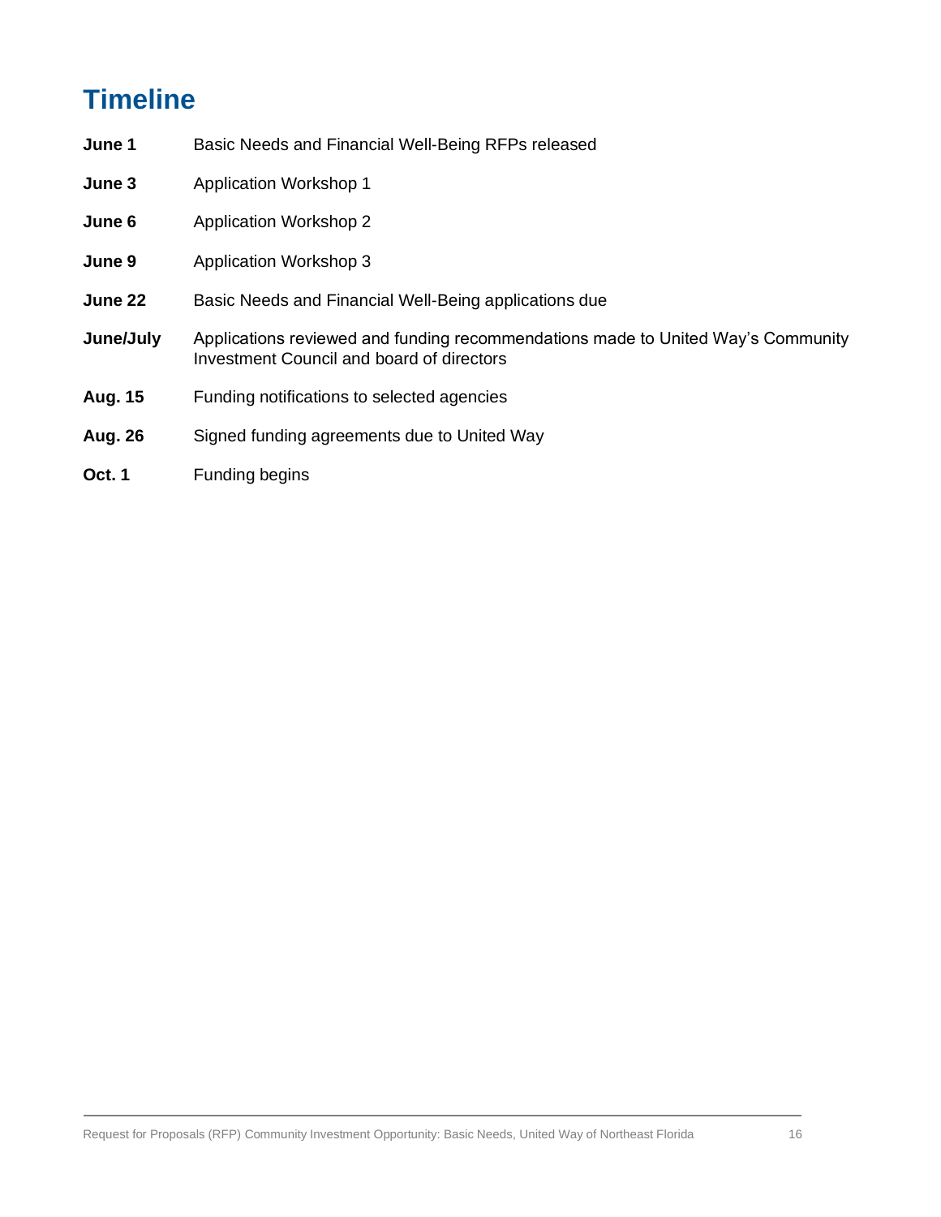## Timeline

| | |
|---|---|
| **June 1** | Basic Needs and Financial Well-Being RFPs released |
| **June 3** | Application Workshop 1 |
| **June 6** | Application Workshop 2 |
| **June 9** | Application Workshop 3 |
| **June 22** | Basic Needs and Financial Well-Being applications due |
| **June/July** | Applications reviewed and funding recommendations made to United Way's Community Investment Council and board of directors |
| **Aug. 15** | Funding notifications to selected agencies |
| **Aug. 26** | Signed funding agreements due to United Way |
| **Oct. 1** | Funding begins |